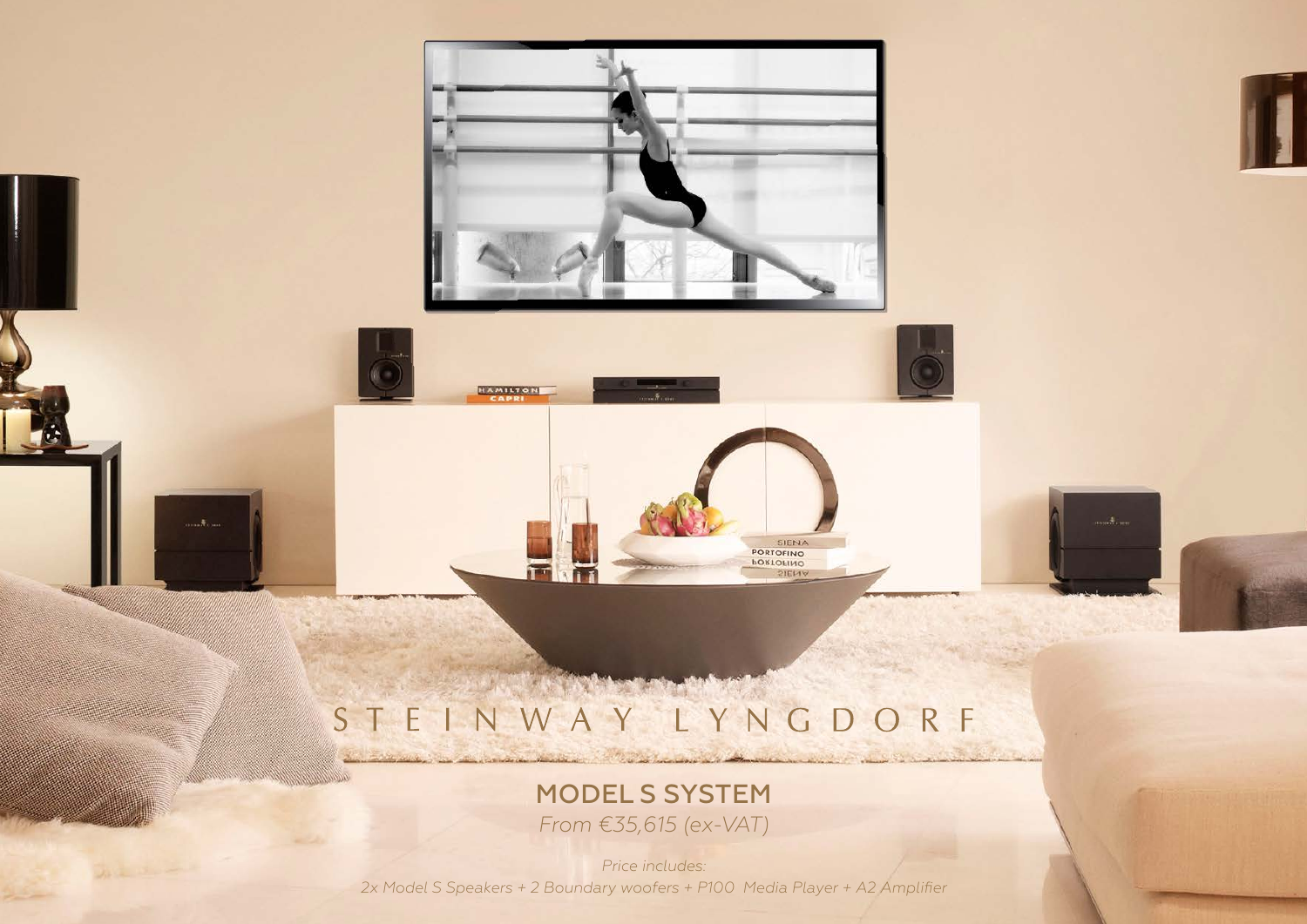# STEINWAY LYNGDORF

## MODEL S SYSTEM

*From €35,615 (ex-VAT)*

*Price includes:*

*2x Model S Speakers + 2 Boundary woofers + P100 Media Player + A2 Amplifier*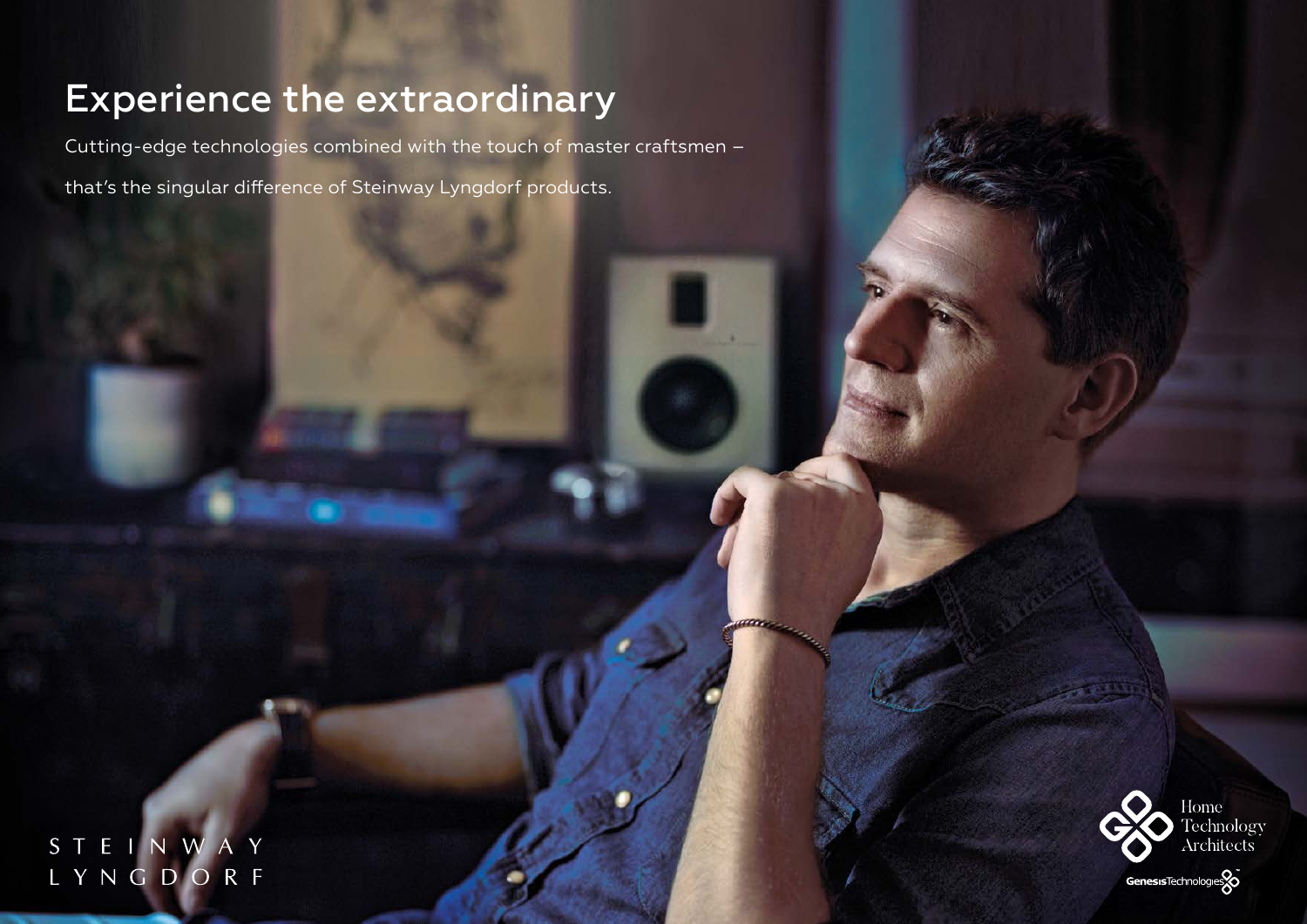# Experience the extraordinary

Cutting-edge technologies combined with the touch of master craftsmen –

that's the singular difference of Steinway Lyngdorf products.

STEINWAY
LYNGDORF

Home
Technology
Architects

GenesisTechnologies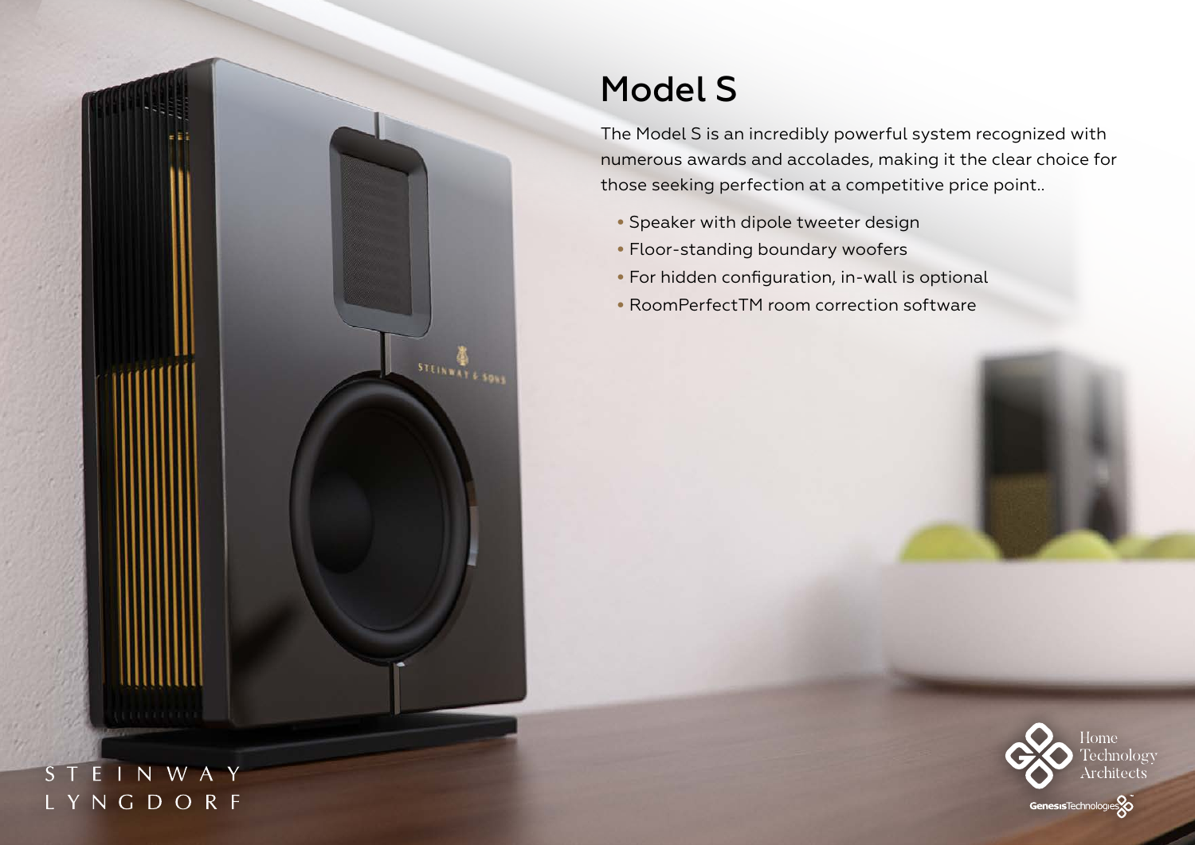# Model S

The Model S is an incredibly powerful system recognized with numerous awards and accolades, making it the clear choice for those seeking perfection at a competitive price point..

- Speaker with dipole tweeter design
- Floor-standing boundary woofers
- For hidden configuration, in-wall is optional
- RoomPerfectTM room correction software

STEINWAY LYNGDORF

Home Technology Architects

GenesisTechnologies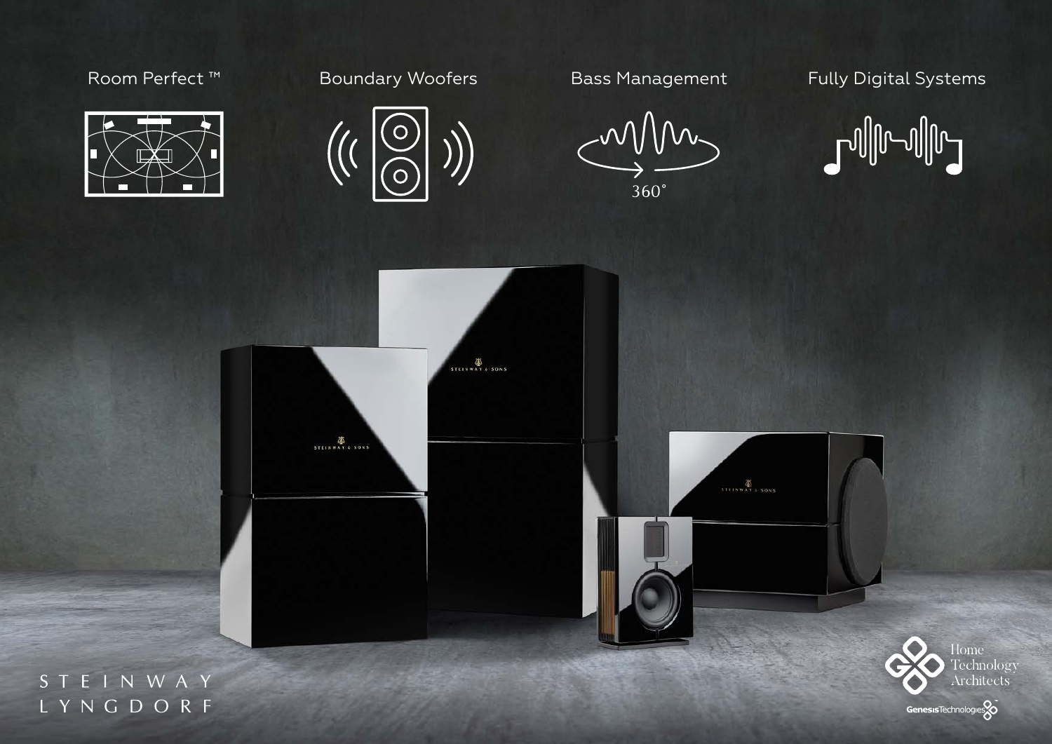Room Perfect ™

Boundary Woofers

Bass Management

360˚

Fully Digital Systems

STEINWAY
LYNGDORF

Home
Technology
Architects

GenesisTechnologies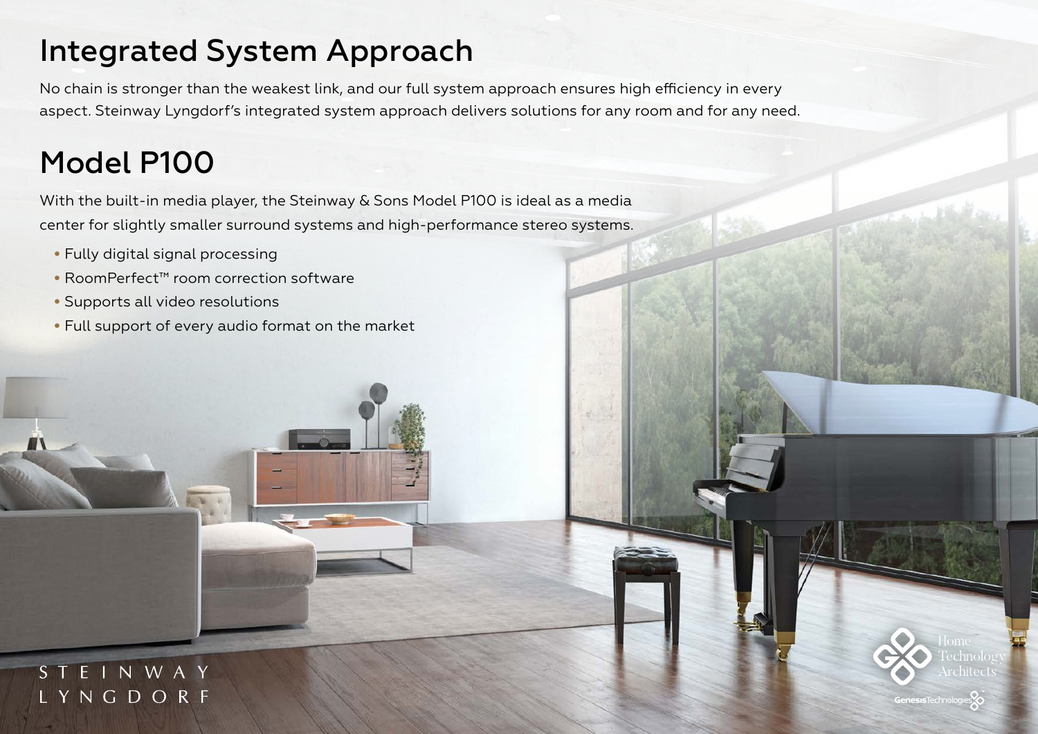## Integrated System Approach

No chain is stronger than the weakest link, and our full system approach ensures high efficiency in every aspect. Steinway Lyngdorf's integrated system approach delivers solutions for any room and for any need.

## Model P100

With the built-in media player, the Steinway & Sons Model P100 is ideal as a media center for slightly smaller surround systems and high-performance stereo systems.

- Fully digital signal processing
- RoomPerfect™ room correction software
- Supports all video resolutions
- Full support of every audio format on the market

STEINWAY LYNGDORF

Home Technology Architects

GenesisTechnologies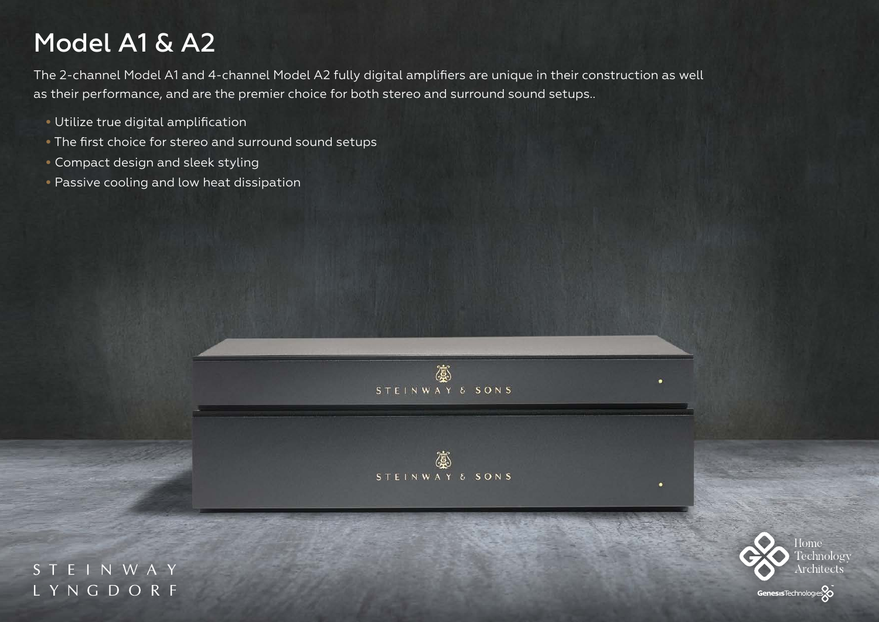# Model A1 & A2

The 2-channel Model A1 and 4-channel Model A2 fully digital amplifiers are unique in their construction as well as their performance, and are the premier choice for both stereo and surround sound setups..

- Utilize true digital amplification
- The first choice for stereo and surround sound setups
- Compact design and sleek styling
- Passive cooling and low heat dissipation

STEINWAY & SONS

STEINWAY & SONS

STEINWAY LYNGDORF

Home Technology Architects

GenesisTechnologies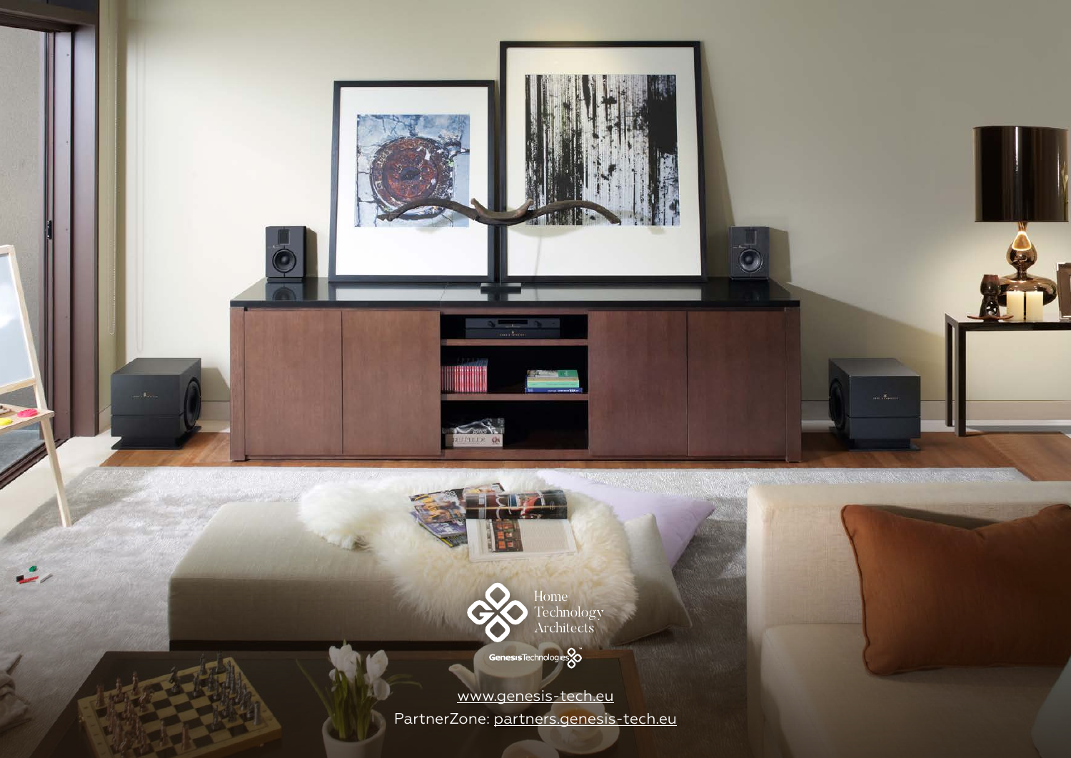Home
Technology
Architects

Genesis Technologies

www.genesis-tech.eu

PartnerZone: partners.genesis-tech.eu